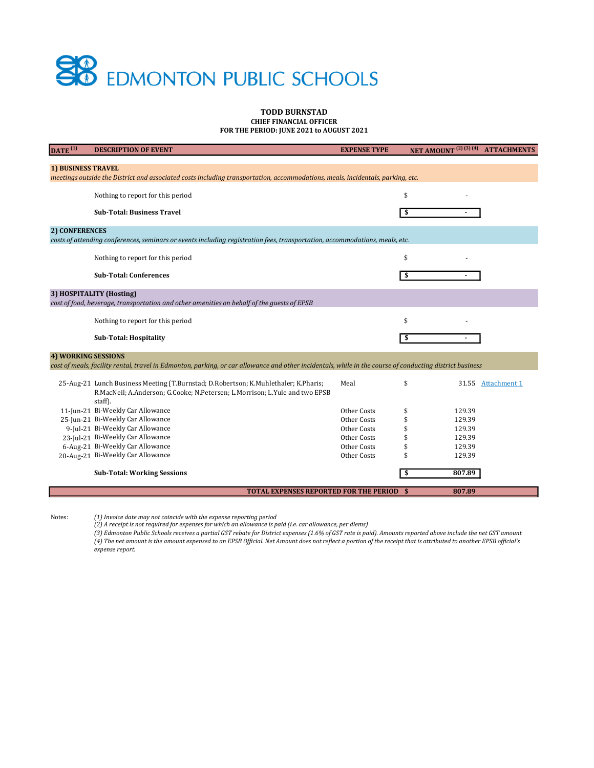# EDMONTON PUBLIC SCHOOLS

**TODD BURNSTAD**
**CHIEF FINANCIAL OFFICER**
**FOR THE PERIOD: JUNE 2021 to AUGUST 2021**

| DATE [1] | DESCRIPTION OF EVENT | EXPENSE TYPE | NET AMOUNT [2] [3] [4] | ATTACHMENTS |
|---|---|---|---|---|
| **1) BUSINESS TRAVEL** | | | | |
| *meetings outside the District and associated costs including transportation, accommodations, meals, incidentals, parking, etc.* | | | | |
| | Nothing to report for this period | | $ - | |
| | **Sub-Total: Business Travel** | | **$ -** | |
| **2) CONFERENCES** | | | | |
| *costs of attending conferences, seminars or events including registration fees, transportation, accommodations, meals, etc.* | | | | |
| | Nothing to report for this period | | $ - | |
| | **Sub-Total: Conferences** | | **$ -** | |
| **3) HOSPITALITY (Hosting)** | | | | |
| *cost of food, beverage, transportation and other amenities on behalf of the guests of EPSB* | | | | |
| | Nothing to report for this period | | $ - | |
| | **Sub-Total: Hospitality** | | **$ -** | |
| **4) WORKING SESSIONS** | | | | |
| *cost of meals, facility rental, travel in Edmonton, parking, or car allowance and other incidentals, while in the course of conducting district business* | | | | |
| 25-Aug-21 | Lunch Business Meeting (T.Burnstad; D.Robertson; K.Muhlethaler; K.Pharis; R.MacNeil; A.Anderson; G.Cooke; N.Petersen; L.Morrison; L.Yule and two EPSB staff). | Meal | $ 31.55 | Attachment 1 |
| 11-Jun-21 | Bi-Weekly Car Allowance | Other Costs | $ 129.39 | |
| 25-Jun-21 | Bi-Weekly Car Allowance | Other Costs | $ 129.39 | |
| 9-Jul-21 | Bi-Weekly Car Allowance | Other Costs | $ 129.39 | |
| 23-Jul-21 | Bi-Weekly Car Allowance | Other Costs | $ 129.39 | |
| 6-Aug-21 | Bi-Weekly Car Allowance | Other Costs | $ 129.39 | |
| 20-Aug-21 | Bi-Weekly Car Allowance | Other Costs | $ 129.39 | |
| | **Sub-Total: Working Sessions** | | **$ 807.89** | |
| | **TOTAL EXPENSES REPORTED FOR THE PERIOD** | | **$ 807.89** | |

Notes:

*(1) Invoice date may not coincide with the expense reporting period*
*(2) A receipt is not required for expenses for which an allowance is paid (i.e. car allowance, per diems)*
*(3) Edmonton Public Schools receives a partial GST rebate for District expenses (1.6% of GST rate is paid). Amounts reported above include the net GST amount*
*(4) The net amount is the amount expensed to an EPSB Official. Net Amount does not reflect a portion of the receipt that is attributed to another EPSB official's expense report.*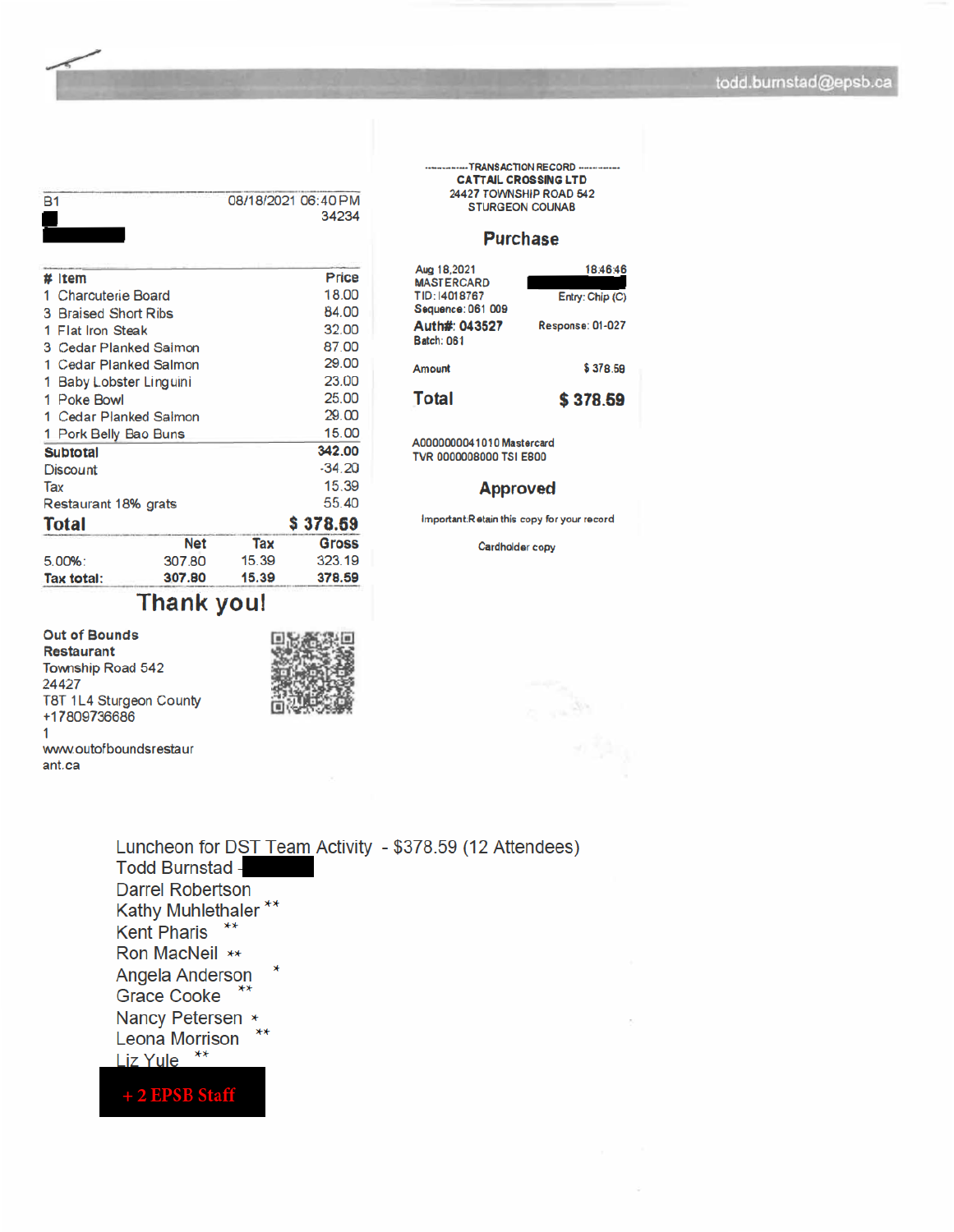todd.burnstad@epsb.ca

B1 08/18/2021 06:40PM
34234

| # Item | Price |
|---|---|
| 1 Charcuterie Board | 18.00 |
| 3 Braised Short Ribs | 84.00 |
| 1 Flat Iron Steak | 32.00 |
| 3 Cedar Planked Salmon | 87.00 |
| 1 Cedar Planked Salmon | 29.00 |
| 1 Baby Lobster Linguini | 23.00 |
| 1 Poke Bowl | 25.00 |
| 1 Cedar Planked Salmon | 29.00 |
| 1 Pork Belly Bao Buns | 15.00 |
| **Subtotal** | **342.00** |
| Discount | -34.20 |
| Tax | 15.39 |
| Restaurant 18% grats | 55.40 |
| **Total** | **$ 378.59** |

| | Net | Tax | Gross |
|---|---|---|---|
| 5.00%: | 307.80 | 15.39 | 323.19 |
| **Tax total:** | **307.80** | **15.39** | **378.59** |

## Thank you!

**Out of Bounds Restaurant**
Township Road 542
24427
T8T 1L4 Sturgeon County
+17809736686
1
www.outofboundsrestaurant.ca

----------- TRANSACTION RECORD -----------
**CATTAIL CROSSING LTD**
24427 TOWNSHIP ROAD 542
STURGEON COUNAB

## Purchase

Aug 18,2021 18:46:46
MASTERCARD
TID: I4018767 Entry: Chip (C)
Sequence: 061 009
**Auth#: 043527** Response: 01-027
Batch: 061

Amount $ 378.59

**Total $ 378.59**

A0000000041010 Mastercard
TVR 0000008000 TSI E800

## Approved

Important.Retain this copy for your record

Cardholder copy

Luncheon for DST Team Activity - $378.59 (12 Attendees)

Todd Burnstad -
Darrel Robertson
Kathy Muhlethaler **
Kent Pharis **
Ron MacNeil **
Angela Anderson *
Grace Cooke **
Nancy Petersen *
Leona Morrison **
Liz Yule **
+ 2 EPSB Staff